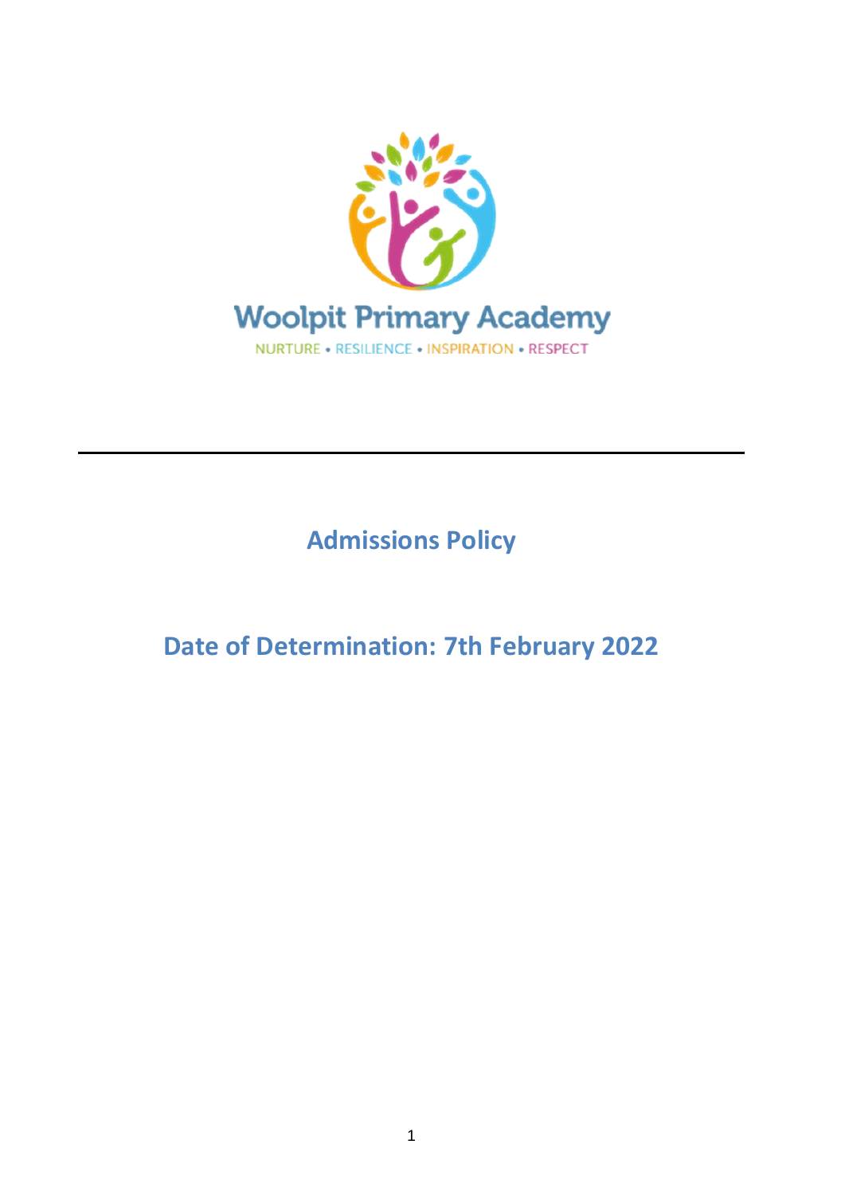Woolpit Primary Academy

NURTURE • RESILIENCE • INSPIRATION • RESPECT

---

# Admissions Policy

## Date of Determination: 7th February 2022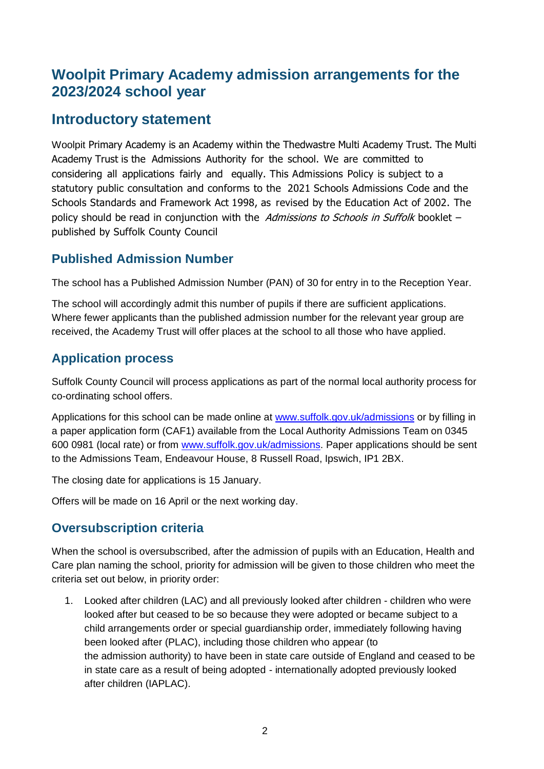# Woolpit Primary Academy admission arrangements for the 2023/2024 school year

## Introductory statement

Woolpit Primary Academy is an Academy within the Thedwastre Multi Academy Trust. The Multi Academy Trust is the Admissions Authority for the school. We are committed to considering all applications fairly and equally. This Admissions Policy is subject to a statutory public consultation and conforms to the 2021 Schools Admissions Code and the Schools Standards and Framework Act 1998, as revised by the Education Act of 2002. The policy should be read in conjunction with the *Admissions to Schools in Suffolk* booklet – published by Suffolk County Council

### Published Admission Number

The school has a Published Admission Number (PAN) of 30 for entry in to the Reception Year.

The school will accordingly admit this number of pupils if there are sufficient applications. Where fewer applicants than the published admission number for the relevant year group are received, the Academy Trust will offer places at the school to all those who have applied.

### Application process

Suffolk County Council will process applications as part of the normal local authority process for co-ordinating school offers.

Applications for this school can be made online at [www.suffolk.gov.uk/admissions](www.suffolk.gov.uk/admissions) or by filling in a paper application form (CAF1) available from the Local Authority Admissions Team on 0345 600 0981 (local rate) or from [www.suffolk.gov.uk/admissions](www.suffolk.gov.uk/admissions). Paper applications should be sent to the Admissions Team, Endeavour House, 8 Russell Road, Ipswich, IP1 2BX.

The closing date for applications is 15 January.

Offers will be made on 16 April or the next working day.

### Oversubscription criteria

When the school is oversubscribed, after the admission of pupils with an Education, Health and Care plan naming the school, priority for admission will be given to those children who meet the criteria set out below, in priority order:

1. Looked after children (LAC) and all previously looked after children - children who were looked after but ceased to be so because they were adopted or became subject to a child arrangements order or special guardianship order, immediately following having been looked after (PLAC), including those children who appear (to the admission authority) to have been in state care outside of England and ceased to be in state care as a result of being adopted - internationally adopted previously looked after children (IAPLAC).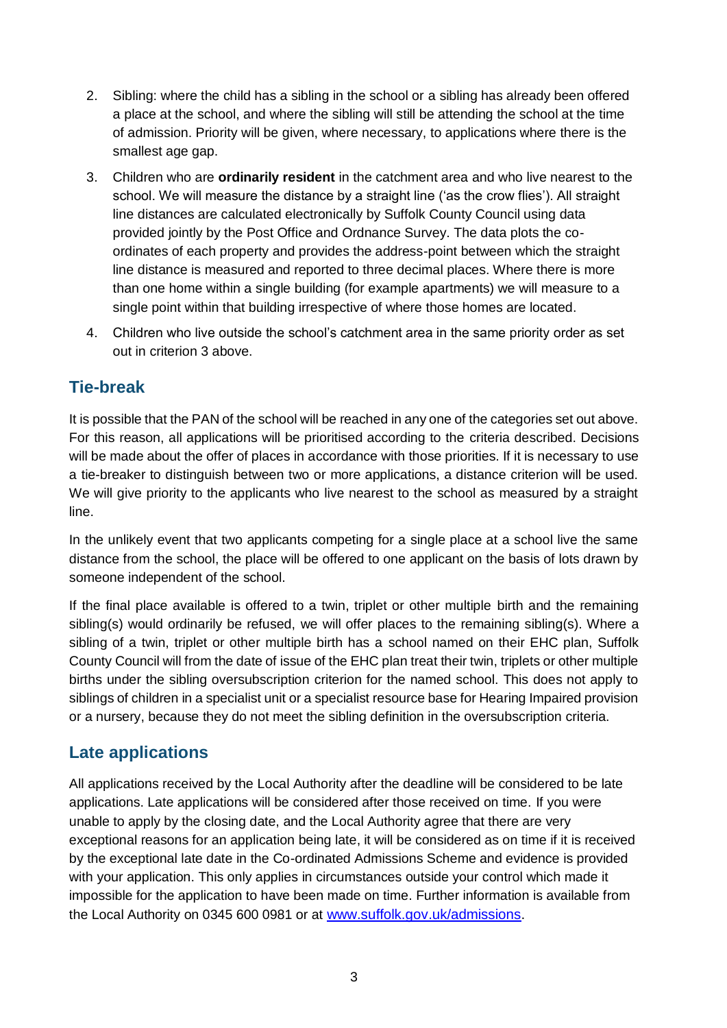2. Sibling: where the child has a sibling in the school or a sibling has already been offered a place at the school, and where the sibling will still be attending the school at the time of admission. Priority will be given, where necessary, to applications where there is the smallest age gap.
3. Children who are **ordinarily resident** in the catchment area and who live nearest to the school. We will measure the distance by a straight line ('as the crow flies'). All straight line distances are calculated electronically by Suffolk County Council using data provided jointly by the Post Office and Ordnance Survey. The data plots the co-ordinates of each property and provides the address-point between which the straight line distance is measured and reported to three decimal places. Where there is more than one home within a single building (for example apartments) we will measure to a single point within that building irrespective of where those homes are located.
4. Children who live outside the school's catchment area in the same priority order as set out in criterion 3 above.

## Tie-break

It is possible that the PAN of the school will be reached in any one of the categories set out above. For this reason, all applications will be prioritised according to the criteria described. Decisions will be made about the offer of places in accordance with those priorities. If it is necessary to use a tie-breaker to distinguish between two or more applications, a distance criterion will be used. We will give priority to the applicants who live nearest to the school as measured by a straight line.

In the unlikely event that two applicants competing for a single place at a school live the same distance from the school, the place will be offered to one applicant on the basis of lots drawn by someone independent of the school.

If the final place available is offered to a twin, triplet or other multiple birth and the remaining sibling(s) would ordinarily be refused, we will offer places to the remaining sibling(s). Where a sibling of a twin, triplet or other multiple birth has a school named on their EHC plan, Suffolk County Council will from the date of issue of the EHC plan treat their twin, triplets or other multiple births under the sibling oversubscription criterion for the named school. This does not apply to siblings of children in a specialist unit or a specialist resource base for Hearing Impaired provision or a nursery, because they do not meet the sibling definition in the oversubscription criteria.

## Late applications

All applications received by the Local Authority after the deadline will be considered to be late applications. Late applications will be considered after those received on time. If you were unable to apply by the closing date, and the Local Authority agree that there are very exceptional reasons for an application being late, it will be considered as on time if it is received by the exceptional late date in the Co-ordinated Admissions Scheme and evidence is provided with your application. This only applies in circumstances outside your control which made it impossible for the application to have been made on time. Further information is available from the Local Authority on 0345 600 0981 or at [www.suffolk.gov.uk/admissions](www.suffolk.gov.uk/admissions).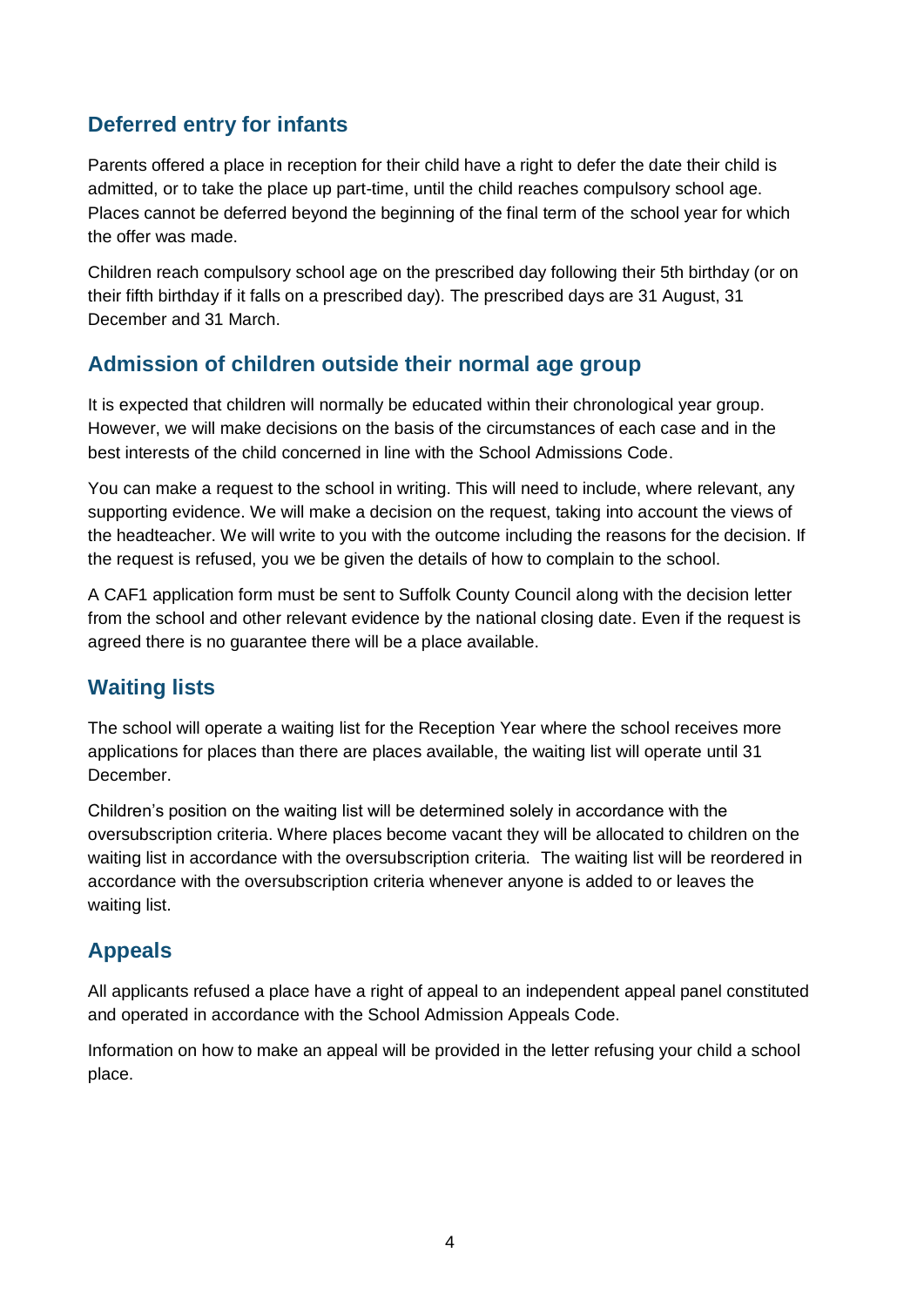## Deferred entry for infants

Parents offered a place in reception for their child have a right to defer the date their child is admitted, or to take the place up part-time, until the child reaches compulsory school age. Places cannot be deferred beyond the beginning of the final term of the school year for which the offer was made.

Children reach compulsory school age on the prescribed day following their 5th birthday (or on their fifth birthday if it falls on a prescribed day). The prescribed days are 31 August, 31 December and 31 March.

## Admission of children outside their normal age group

It is expected that children will normally be educated within their chronological year group. However, we will make decisions on the basis of the circumstances of each case and in the best interests of the child concerned in line with the School Admissions Code.

You can make a request to the school in writing. This will need to include, where relevant, any supporting evidence. We will make a decision on the request, taking into account the views of the headteacher. We will write to you with the outcome including the reasons for the decision. If the request is refused, you we be given the details of how to complain to the school.

A CAF1 application form must be sent to Suffolk County Council along with the decision letter from the school and other relevant evidence by the national closing date. Even if the request is agreed there is no guarantee there will be a place available.

## Waiting lists

The school will operate a waiting list for the Reception Year where the school receives more applications for places than there are places available, the waiting list will operate until 31 December.

Children's position on the waiting list will be determined solely in accordance with the oversubscription criteria. Where places become vacant they will be allocated to children on the waiting list in accordance with the oversubscription criteria. The waiting list will be reordered in accordance with the oversubscription criteria whenever anyone is added to or leaves the waiting list.

## Appeals

All applicants refused a place have a right of appeal to an independent appeal panel constituted and operated in accordance with the School Admission Appeals Code.

Information on how to make an appeal will be provided in the letter refusing your child a school place.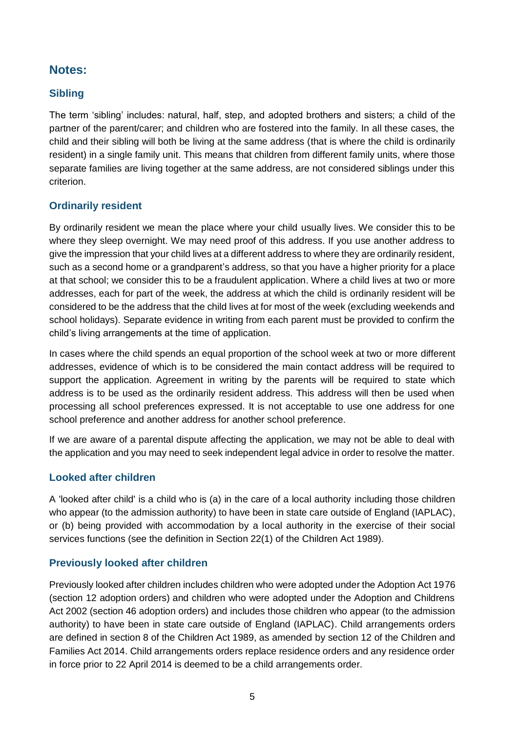## Notes:

### Sibling

The term 'sibling' includes: natural, half, step, and adopted brothers and sisters; a child of the partner of the parent/carer; and children who are fostered into the family. In all these cases, the child and their sibling will both be living at the same address (that is where the child is ordinarily resident) in a single family unit. This means that children from different family units, where those separate families are living together at the same address, are not considered siblings under this criterion.

### Ordinarily resident

By ordinarily resident we mean the place where your child usually lives. We consider this to be where they sleep overnight. We may need proof of this address. If you use another address to give the impression that your child lives at a different address to where they are ordinarily resident, such as a second home or a grandparent's address, so that you have a higher priority for a place at that school; we consider this to be a fraudulent application. Where a child lives at two or more addresses, each for part of the week, the address at which the child is ordinarily resident will be considered to be the address that the child lives at for most of the week (excluding weekends and school holidays). Separate evidence in writing from each parent must be provided to confirm the child's living arrangements at the time of application.

In cases where the child spends an equal proportion of the school week at two or more different addresses, evidence of which is to be considered the main contact address will be required to support the application. Agreement in writing by the parents will be required to state which address is to be used as the ordinarily resident address. This address will then be used when processing all school preferences expressed. It is not acceptable to use one address for one school preference and another address for another school preference.

If we are aware of a parental dispute affecting the application, we may not be able to deal with the application and you may need to seek independent legal advice in order to resolve the matter.

### Looked after children

A 'looked after child' is a child who is (a) in the care of a local authority including those children who appear (to the admission authority) to have been in state care outside of England (IAPLAC), or (b) being provided with accommodation by a local authority in the exercise of their social services functions (see the definition in Section 22(1) of the Children Act 1989).

### Previously looked after children

Previously looked after children includes children who were adopted under the Adoption Act 1976 (section 12 adoption orders) and children who were adopted under the Adoption and Childrens Act 2002 (section 46 adoption orders) and includes those children who appear (to the admission authority) to have been in state care outside of England (IAPLAC). Child arrangements orders are defined in section 8 of the Children Act 1989, as amended by section 12 of the Children and Families Act 2014. Child arrangements orders replace residence orders and any residence order in force prior to 22 April 2014 is deemed to be a child arrangements order.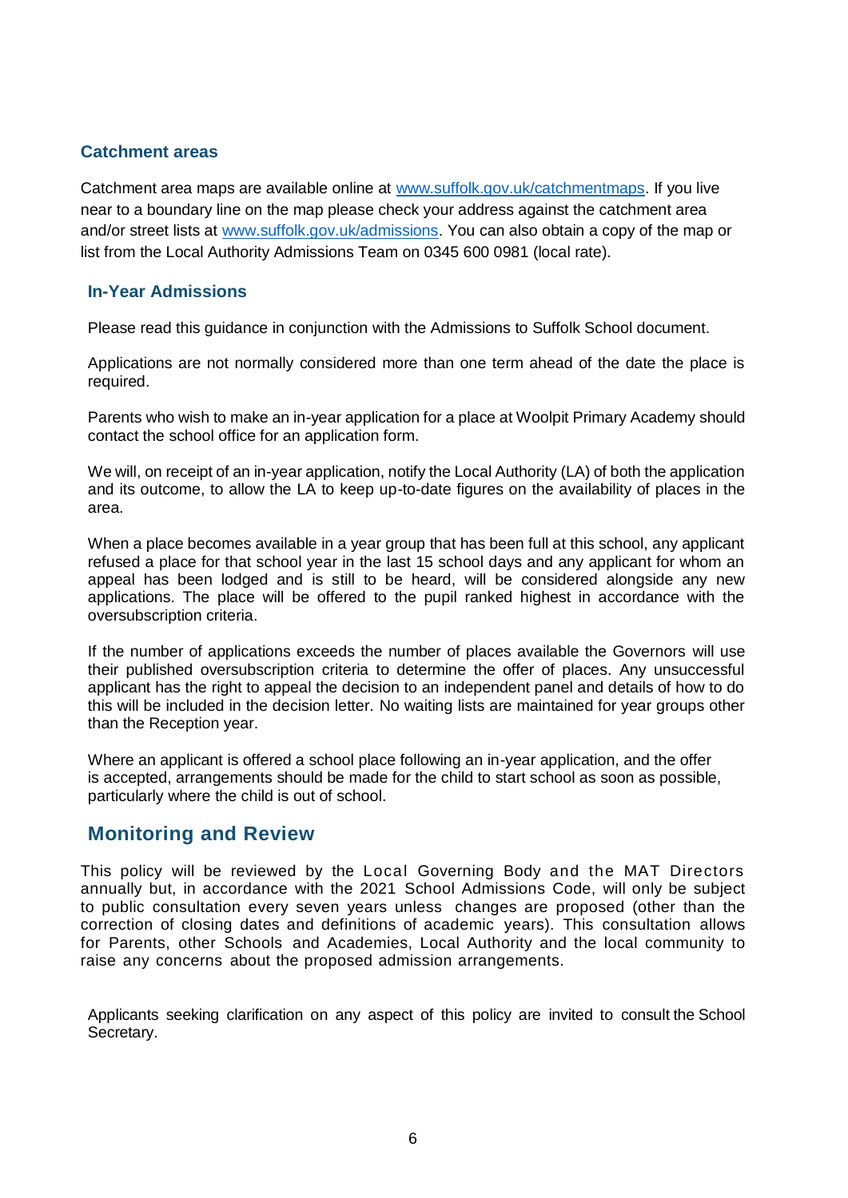### Catchment areas

Catchment area maps are available online at [www.suffolk.gov.uk/catchmentmaps](www.suffolk.gov.uk/catchmentmaps). If you live near to a boundary line on the map please check your address against the catchment area and/or street lists at [www.suffolk.gov.uk/admissions](www.suffolk.gov.uk/admissions). You can also obtain a copy of the map or list from the Local Authority Admissions Team on 0345 600 0981 (local rate).

### In-Year Admissions

Please read this guidance in conjunction with the Admissions to Suffolk School document.

Applications are not normally considered more than one term ahead of the date the place is required.

Parents who wish to make an in-year application for a place at Woolpit Primary Academy should contact the school office for an application form.

We will, on receipt of an in-year application, notify the Local Authority (LA) of both the application and its outcome, to allow the LA to keep up-to-date figures on the availability of places in the area.

When a place becomes available in a year group that has been full at this school, any applicant refused a place for that school year in the last 15 school days and any applicant for whom an appeal has been lodged and is still to be heard, will be considered alongside any new applications. The place will be offered to the pupil ranked highest in accordance with the oversubscription criteria.

If the number of applications exceeds the number of places available the Governors will use their published oversubscription criteria to determine the offer of places. Any unsuccessful applicant has the right to appeal the decision to an independent panel and details of how to do this will be included in the decision letter. No waiting lists are maintained for year groups other than the Reception year.

Where an applicant is offered a school place following an in-year application, and the offer is accepted, arrangements should be made for the child to start school as soon as possible, particularly where the child is out of school.

## Monitoring and Review

This policy will be reviewed by the Local Governing Body and the MAT Directors annually but, in accordance with the 2021 School Admissions Code, will only be subject to public consultation every seven years unless changes are proposed (other than the correction of closing dates and definitions of academic years). This consultation allows for Parents, other Schools and Academies, Local Authority and the local community to raise any concerns about the proposed admission arrangements.

Applicants seeking clarification on any aspect of this policy are invited to consult the School Secretary.